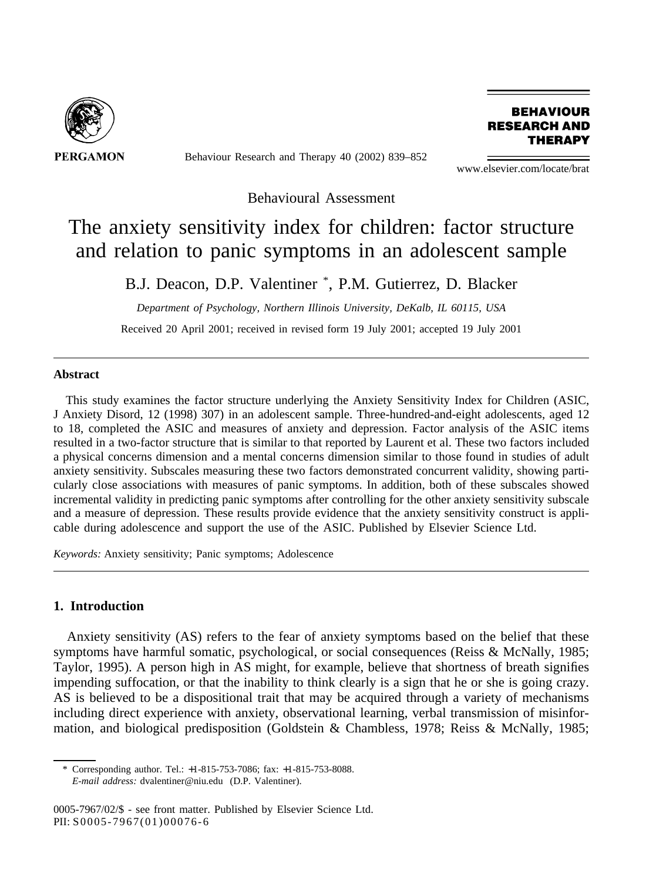Behavioural Assessment

# The anxiety sensitivity index for children: factor structure and relation to panic symptoms in an adolescent sample

B.J. Deacon, D.P. Valentiner *, P.M. Gutierrez, D. Blacker

*Department of Psychology, Northern Illinois University, DeKalb, IL 60115, USA*

Received 20 April 2001; received in revised form 19 July 2001; accepted 19 July 2001

## Abstract

This study examines the factor structure underlying the Anxiety Sensitivity Index for Children (ASIC, J Anxiety Disord, 12 (1998) 307) in an adolescent sample. Three-hundred-and-eight adolescents, aged 12 to 18, completed the ASIC and measures of anxiety and depression. Factor analysis of the ASIC items resulted in a two-factor structure that is similar to that reported by Laurent et al. These two factors included a physical concerns dimension and a mental concerns dimension similar to those found in studies of adult anxiety sensitivity. Subscales measuring these two factors demonstrated concurrent validity, showing particularly close associations with measures of panic symptoms. In addition, both of these subscales showed incremental validity in predicting panic symptoms after controlling for the other anxiety sensitivity subscale and a measure of depression. These results provide evidence that the anxiety sensitivity construct is applicable during adolescence and support the use of the ASIC. Published by Elsevier Science Ltd.

*Keywords:* Anxiety sensitivity; Panic symptoms; Adolescence

## 1. Introduction

Anxiety sensitivity (AS) refers to the fear of anxiety symptoms based on the belief that these symptoms have harmful somatic, psychological, or social consequences (Reiss & McNally, 1985; Taylor, 1995). A person high in AS might, for example, believe that shortness of breath signifies impending suffocation, or that the inability to think clearly is a sign that he or she is going crazy. AS is believed to be a dispositional trait that may be acquired through a variety of mechanisms including direct experience with anxiety, observational learning, verbal transmission of misinformation, and biological predisposition (Goldstein & Chambless, 1978; Reiss & McNally, 1985;

\* Corresponding author. Tel.: +1-815-753-7086; fax: +1-815-753-8088.
*E-mail address:* dvalentiner@niu.edu (D.P. Valentiner).

0005-7967/02/$ - see front matter. Published by Elsevier Science Ltd.
PII: S0005-7967(01)00076-6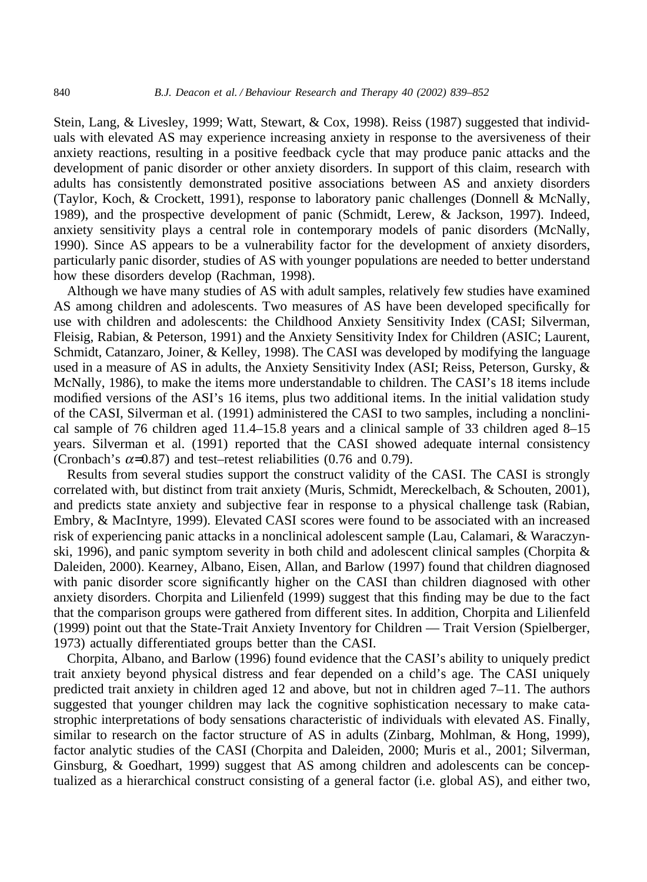Stein, Lang, & Livesley, 1999; Watt, Stewart, & Cox, 1998). Reiss (1987) suggested that individuals with elevated AS may experience increasing anxiety in response to the aversiveness of their anxiety reactions, resulting in a positive feedback cycle that may produce panic attacks and the development of panic disorder or other anxiety disorders. In support of this claim, research with adults has consistently demonstrated positive associations between AS and anxiety disorders (Taylor, Koch, & Crockett, 1991), response to laboratory panic challenges (Donnell & McNally, 1989), and the prospective development of panic (Schmidt, Lerew, & Jackson, 1997). Indeed, anxiety sensitivity plays a central role in contemporary models of panic disorders (McNally, 1990). Since AS appears to be a vulnerability factor for the development of anxiety disorders, particularly panic disorder, studies of AS with younger populations are needed to better understand how these disorders develop (Rachman, 1998).

Although we have many studies of AS with adult samples, relatively few studies have examined AS among children and adolescents. Two measures of AS have been developed specifically for use with children and adolescents: the Childhood Anxiety Sensitivity Index (CASI; Silverman, Fleisig, Rabian, & Peterson, 1991) and the Anxiety Sensitivity Index for Children (ASIC; Laurent, Schmidt, Catanzaro, Joiner, & Kelley, 1998). The CASI was developed by modifying the language used in a measure of AS in adults, the Anxiety Sensitivity Index (ASI; Reiss, Peterson, Gursky, & McNally, 1986), to make the items more understandable to children. The CASI's 18 items include modified versions of the ASI's 16 items, plus two additional items. In the initial validation study of the CASI, Silverman et al. (1991) administered the CASI to two samples, including a nonclinical sample of 76 children aged 11.4–15.8 years and a clinical sample of 33 children aged 8–15 years. Silverman et al. (1991) reported that the CASI showed adequate internal consistency (Cronbach's $\alpha$=0.87) and test–retest reliabilities (0.76 and 0.79).

Results from several studies support the construct validity of the CASI. The CASI is strongly correlated with, but distinct from trait anxiety (Muris, Schmidt, Mereckelbach, & Schouten, 2001), and predicts state anxiety and subjective fear in response to a physical challenge task (Rabian, Embry, & MacIntyre, 1999). Elevated CASI scores were found to be associated with an increased risk of experiencing panic attacks in a nonclinical adolescent sample (Lau, Calamari, & Waraczynski, 1996), and panic symptom severity in both child and adolescent clinical samples (Chorpita & Daleiden, 2000). Kearney, Albano, Eisen, Allan, and Barlow (1997) found that children diagnosed with panic disorder score significantly higher on the CASI than children diagnosed with other anxiety disorders. Chorpita and Lilienfeld (1999) suggest that this finding may be due to the fact that the comparison groups were gathered from different sites. In addition, Chorpita and Lilienfeld (1999) point out that the State-Trait Anxiety Inventory for Children — Trait Version (Spielberger, 1973) actually differentiated groups better than the CASI.

Chorpita, Albano, and Barlow (1996) found evidence that the CASI's ability to uniquely predict trait anxiety beyond physical distress and fear depended on a child's age. The CASI uniquely predicted trait anxiety in children aged 12 and above, but not in children aged 7–11. The authors suggested that younger children may lack the cognitive sophistication necessary to make catastrophic interpretations of body sensations characteristic of individuals with elevated AS. Finally, similar to research on the factor structure of AS in adults (Zinbarg, Mohlman, & Hong, 1999), factor analytic studies of the CASI (Chorpita and Daleiden, 2000; Muris et al., 2001; Silverman, Ginsburg, & Goedhart, 1999) suggest that AS among children and adolescents can be conceptualized as a hierarchical construct consisting of a general factor (i.e. global AS), and either two,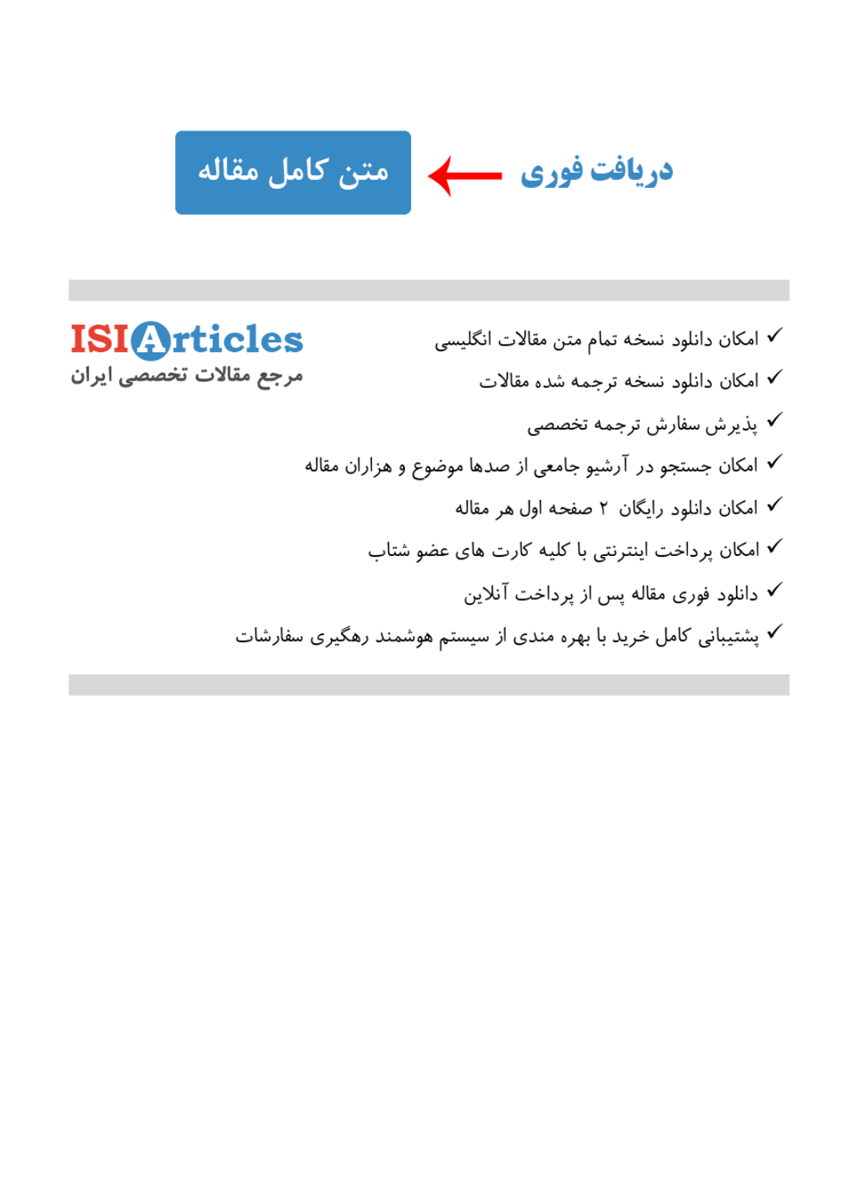دریافت فوری ← متن کامل مقاله

**ISIArticles**
مرجع مقالات تخصصی ایران

- ✓ امکان دانلود نسخه تمام متن مقالات انگلیسی
- ✓ امکان دانلود نسخه ترجمه شده مقالات
- ✓ پذیرش سفارش ترجمه تخصصی
- ✓ امکان جستجو در آرشیو جامعی از صدها موضوع و هزاران مقاله
- ✓ امکان دانلود رایگان ۲ صفحه اول هر مقاله
- ✓ امکان پرداخت اینترنتی با کلیه کارت های عضو شتاب
- ✓ دانلود فوری مقاله پس از پرداخت آنلاین
- ✓ پشتیبانی کامل خرید با بهره مندی از سیستم هوشمند رهگیری سفارشات